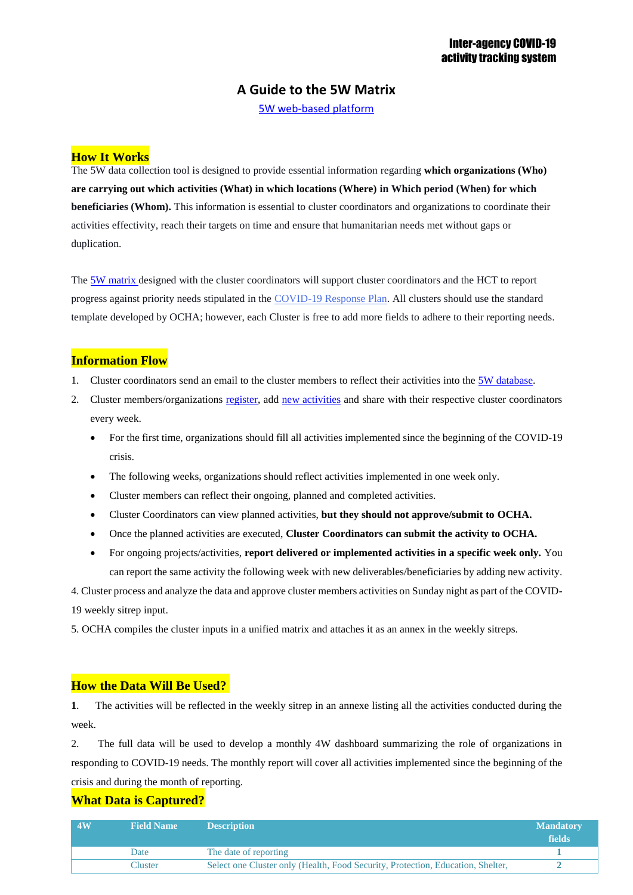**Inter-agency COVID-19 activity tracking system**

# A Guide to the 5W Matrix

[5W web-based platform]

## How It Works

The 5W data collection tool is designed to provide essential information regarding **which organizations (Who) are carrying out which activities (What) in which locations (Where) in Which period (When) for which beneficiaries (Whom).** This information is essential to cluster coordinators and organizations to coordinate their activities effectivity, reach their targets on time and ensure that humanitarian needs met without gaps or duplication.

The 5W matrix designed with the cluster coordinators will support cluster coordinators and the HCT to report progress against priority needs stipulated in the COVID-19 Response Plan. All clusters should use the standard template developed by OCHA; however, each Cluster is free to add more fields to adhere to their reporting needs.

## Information Flow

1. Cluster coordinators send an email to the cluster members to reflect their activities into the 5W database.
2. Cluster members/organizations register, add new activities and share with their respective cluster coordinators every week.
   - For the first time, organizations should fill all activities implemented since the beginning of the COVID-19 crisis.
   - The following weeks, organizations should reflect activities implemented in one week only.
   - Cluster members can reflect their ongoing, planned and completed activities.
   - Cluster Coordinators can view planned activities, **but they should not approve/submit to OCHA.**
   - Once the planned activities are executed, **Cluster Coordinators can submit the activity to OCHA.**
   - For ongoing projects/activities, **report delivered or implemented activities in a specific week only.** You can report the same activity the following week with new deliverables/beneficiaries by adding new activity.

4. Cluster process and analyze the data and approve cluster members activities on Sunday night as part of the COVID-19 weekly sitrep input.

5. OCHA compiles the cluster inputs in a unified matrix and attaches it as an annex in the weekly sitreps.

## How the Data Will Be Used?

**1**. The activities will be reflected in the weekly sitrep in an annexe listing all the activities conducted during the week.

2. The full data will be used to develop a monthly 4W dashboard summarizing the role of organizations in responding to COVID-19 needs. The monthly report will cover all activities implemented since the beginning of the crisis and during the month of reporting.

## What Data is Captured?

| 4W | Field Name | Description | Mandatory fields |
|---|---|---|---|
| | Date | The date of reporting | 1 |
| | Cluster | Select one Cluster only (Health, Food Security, Protection, Education, Shelter, | 2 |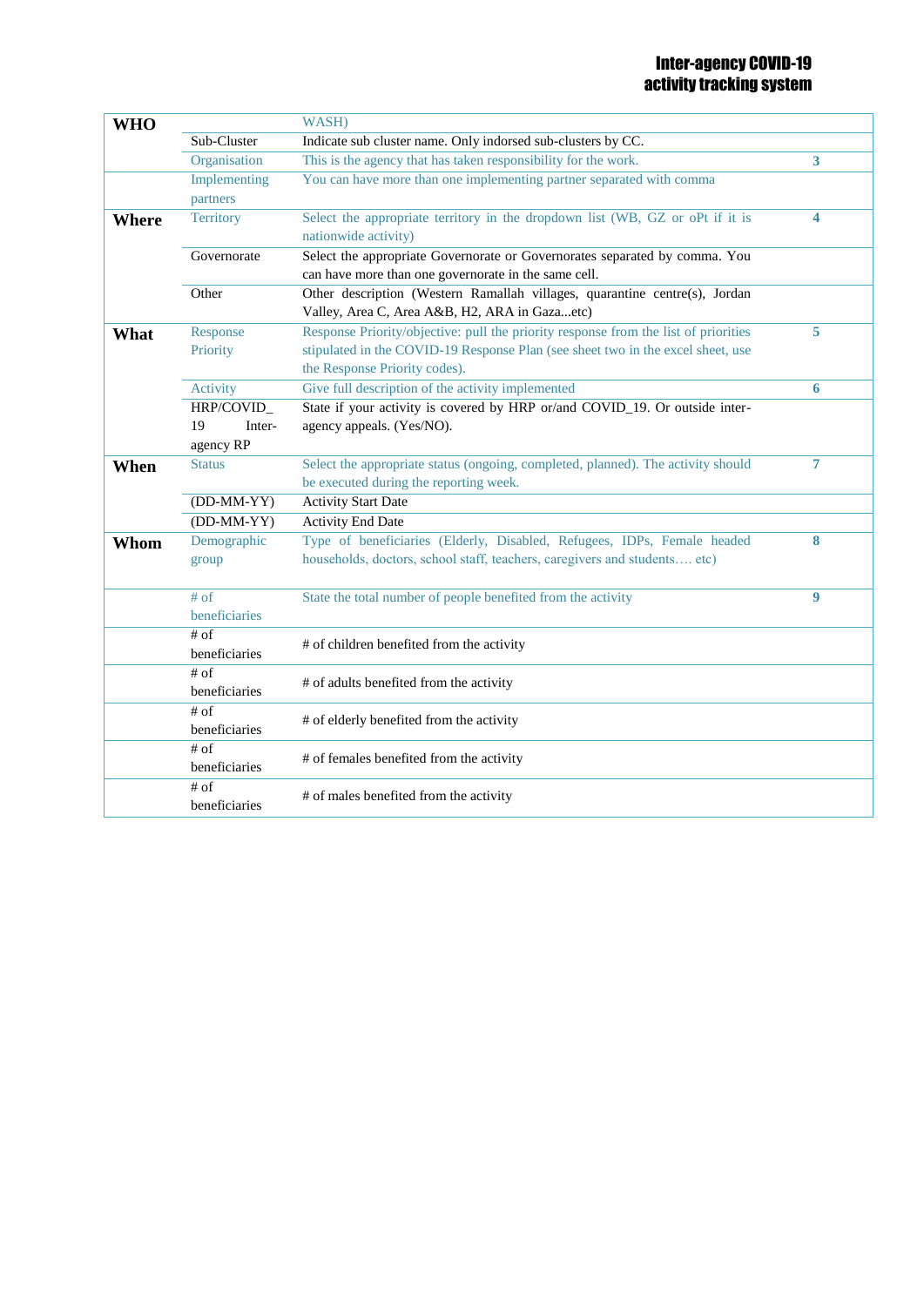| | | | |
|---|---|---|---|
| **WHO** | | WASH) | |
| | Sub-Cluster | Indicate sub cluster name. Only indorsed sub-clusters by CC. | |
| | Organisation | This is the agency that has taken responsibility for the work. | **3** |
| | Implementing partners | You can have more than one implementing partner separated with comma | |
| **Where** | Territory | Select the appropriate territory in the dropdown list (WB, GZ or oPt if it is nationwide activity) | **4** |
| | Governorate | Select the appropriate Governorate or Governorates separated by comma. You can have more than one governorate in the same cell. | |
| | Other | Other description (Western Ramallah villages, quarantine centre(s), Jordan Valley, Area C, Area A&B, H2, ARA in Gaza...etc) | |
| **What** | Response Priority | Response Priority/objective: pull the priority response from the list of priorities stipulated in the COVID-19 Response Plan (see sheet two in the excel sheet, use the Response Priority codes). | **5** |
| | Activity | Give full description of the activity implemented | **6** |
| | HRP/COVID_19 Inter-agency RP | State if your activity is covered by HRP or/and COVID_19. Or outside inter-agency appeals. (Yes/NO). | |
| **When** | Status | Select the appropriate status (ongoing, completed, planned). The activity should be executed during the reporting week. | **7** |
| | (DD-MM-YY) | Activity Start Date | |
| | (DD-MM-YY) | Activity End Date | |
| **Whom** | Demographic group | Type of beneficiaries (Elderly, Disabled, Refugees, IDPs, Female headed households, doctors, school staff, teachers, caregivers and students…. etc) | **8** |
| | # of beneficiaries | State the total number of people benefited from the activity | **9** |
| | # of beneficiaries | # of children benefited from the activity | |
| | # of beneficiaries | # of adults benefited from the activity | |
| | # of beneficiaries | # of elderly benefited from the activity | |
| | # of beneficiaries | # of females benefited from the activity | |
| | # of beneficiaries | # of males benefited from the activity | |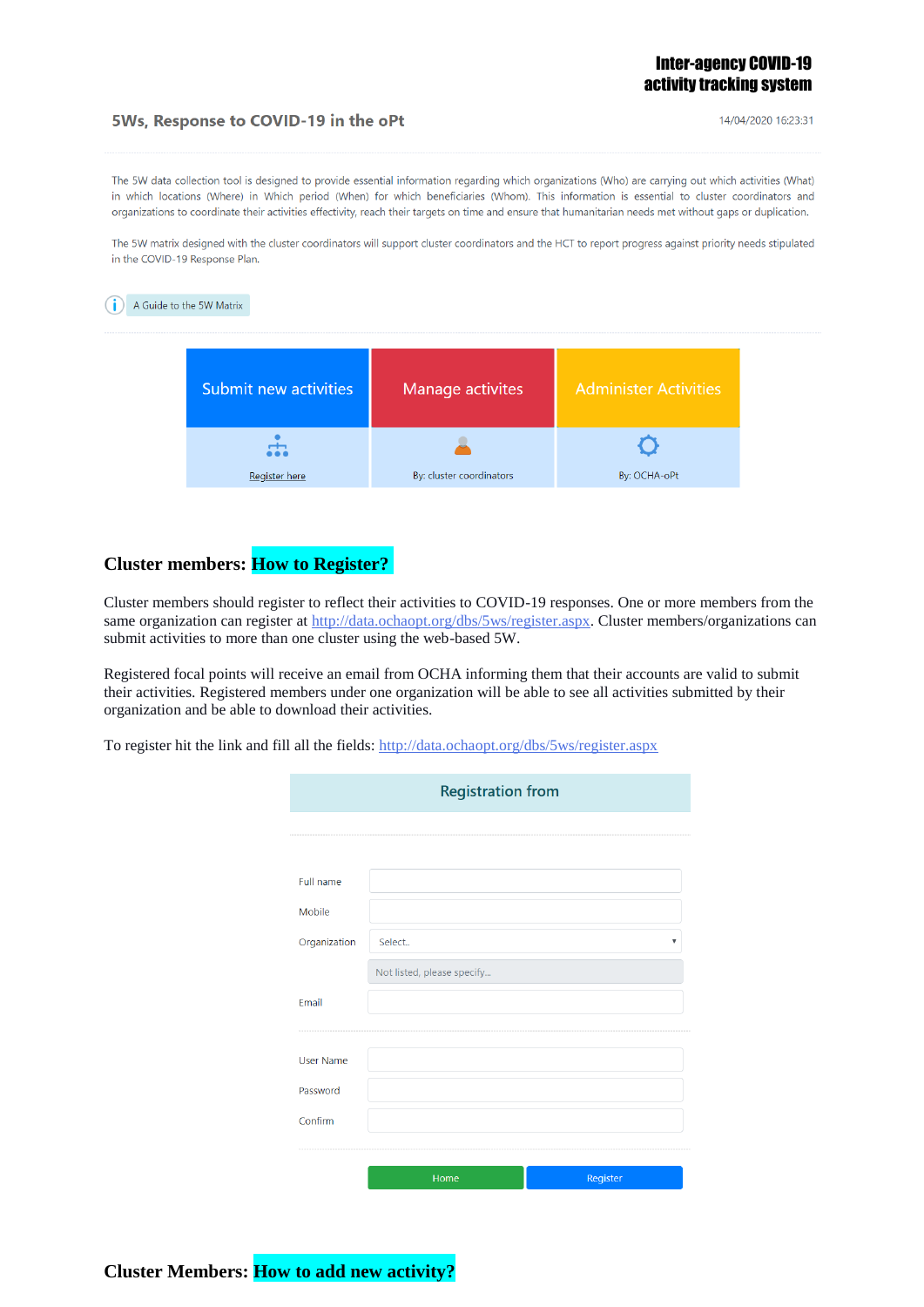Inter-agency COVID-19 activity tracking system

5Ws, Response to COVID-19 in the oPt

14/04/2020 16:23:31

The 5W data collection tool is designed to provide essential information regarding which organizations (Who) are carrying out which activities (What) in which locations (Where) in Which period (When) for which beneficiaries (Whom). This information is essential to cluster coordinators and organizations to coordinate their activities effectivity, reach their targets on time and ensure that humanitarian needs met without gaps or duplication.

The 5W matrix designed with the cluster coordinators will support cluster coordinators and the HCT to report progress against priority needs stipulated in the COVID-19 Response Plan.

A Guide to the 5W Matrix

| Submit new activities | Manage activites | Administer Activities |
|---|---|---|
| Register here | By: cluster coordinators | By: OCHA-oPt |

## Cluster members: How to Register?

Cluster members should register to reflect their activities to COVID-19 responses. One or more members from the same organization can register at http://data.ochaopt.org/dbs/5ws/register.aspx. Cluster members/organizations can submit activities to more than one cluster using the web-based 5W.

Registered focal points will receive an email from OCHA informing them that their accounts are valid to submit their activities. Registered members under one organization will be able to see all activities submitted by their organization and be able to download their activities.

To register hit the link and fill all the fields: http://data.ochaopt.org/dbs/5ws/register.aspx

Registration from

Full name

Mobile

Organization: Select..

Not listed, please specify...

Email

User Name

Password

Confirm

Home | Register

## Cluster Members: How to add new activity?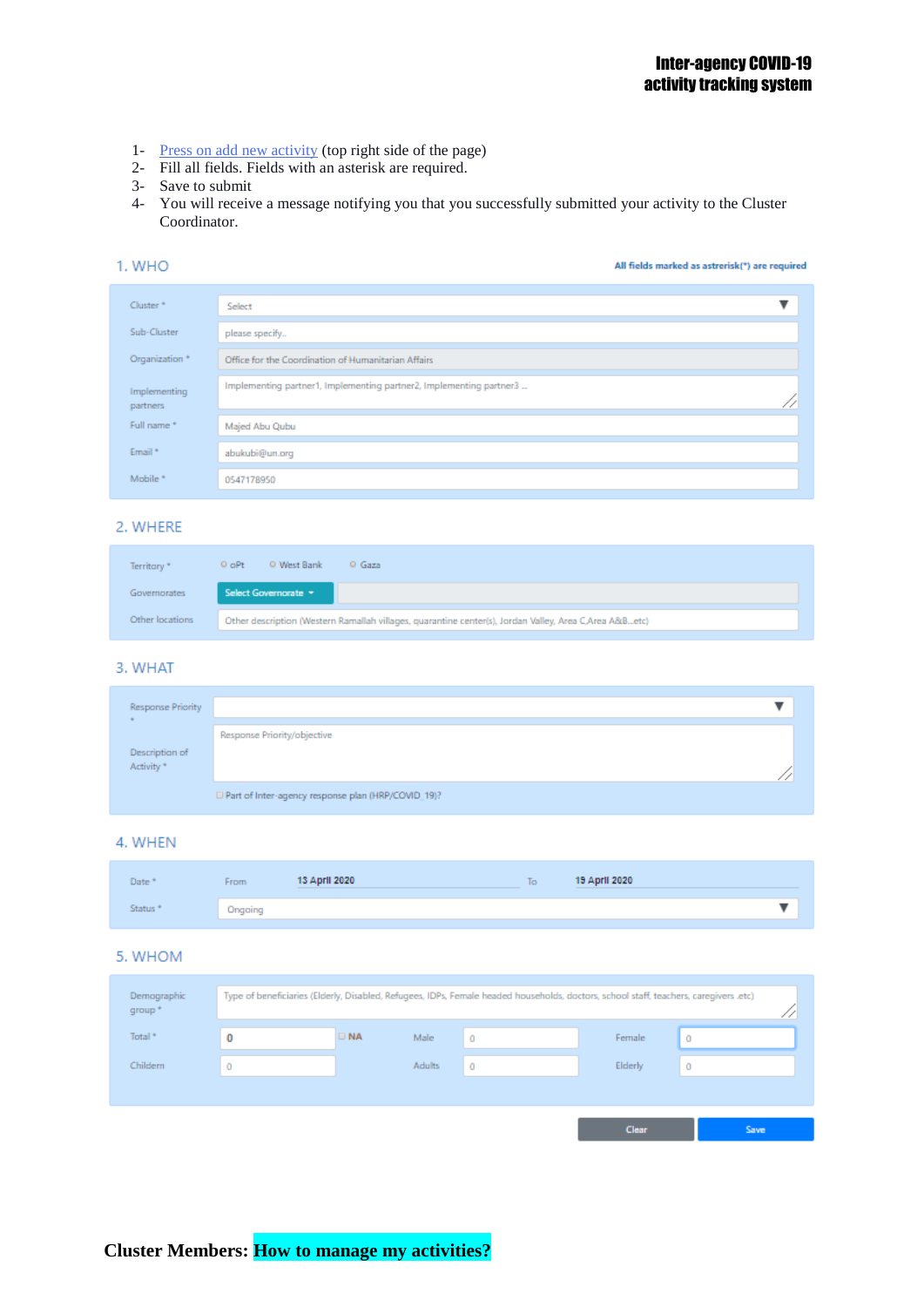1- Press on add new activity (top right side of the page)
2- Fill all fields. Fields with an asterisk are required.
3- Save to submit
4- You will receive a message notifying you that you successfully submitted your activity to the Cluster Coordinator.

## 1. WHO

All fields marked as astrerisk(*) are required

| | |
|---|---|
| Cluster * | Select |
| Sub-Cluster | please specify.. |
| Organization * | Office for the Coordination of Humanitarian Affairs |
| Implementing partners | Implementing partner1, Implementing partner2, Implementing partner3 ... |
| Full name * | Majed Abu Qubu |
| Email * | abukubi@un.org |
| Mobile * | 0547178950 |

## 2. WHERE

| | |
|---|---|
| Territory * | oPt / West Bank / Gaza |
| Governorates | Select Governorate |
| Other locations | Other description (Western Ramallah villages, quarantine center(s), Jordan Valley, Area C,Area A&B...etc) |

## 3. WHAT

| | |
|---|---|
| Response Priority * | |
| Description of Activity * | Response Priority/objective |
| | Part of Inter-agency response plan (HRP/COVID_19)? |

## 4. WHEN

| | | | | |
|---|---|---|---|---|
| Date * | From | 13 April 2020 | To | 19 April 2020 |
| Status * | Ongoing | | | |

## 5. WHOM

| | | | | | |
|---|---|---|---|---|---|
| Demographic group * | Type of beneficiaries (Elderly, Disabled, Refugees, IDPs, Female headed households, doctors, school staff, teachers, caregivers .etc) | | | | |
| Total * | 0 (NA) | Male | 0 | Female | 0 |
| Childern | 0 | Adults | 0 | Elderly | 0 |

Clear | Save

**Cluster Members: How to manage my activities?**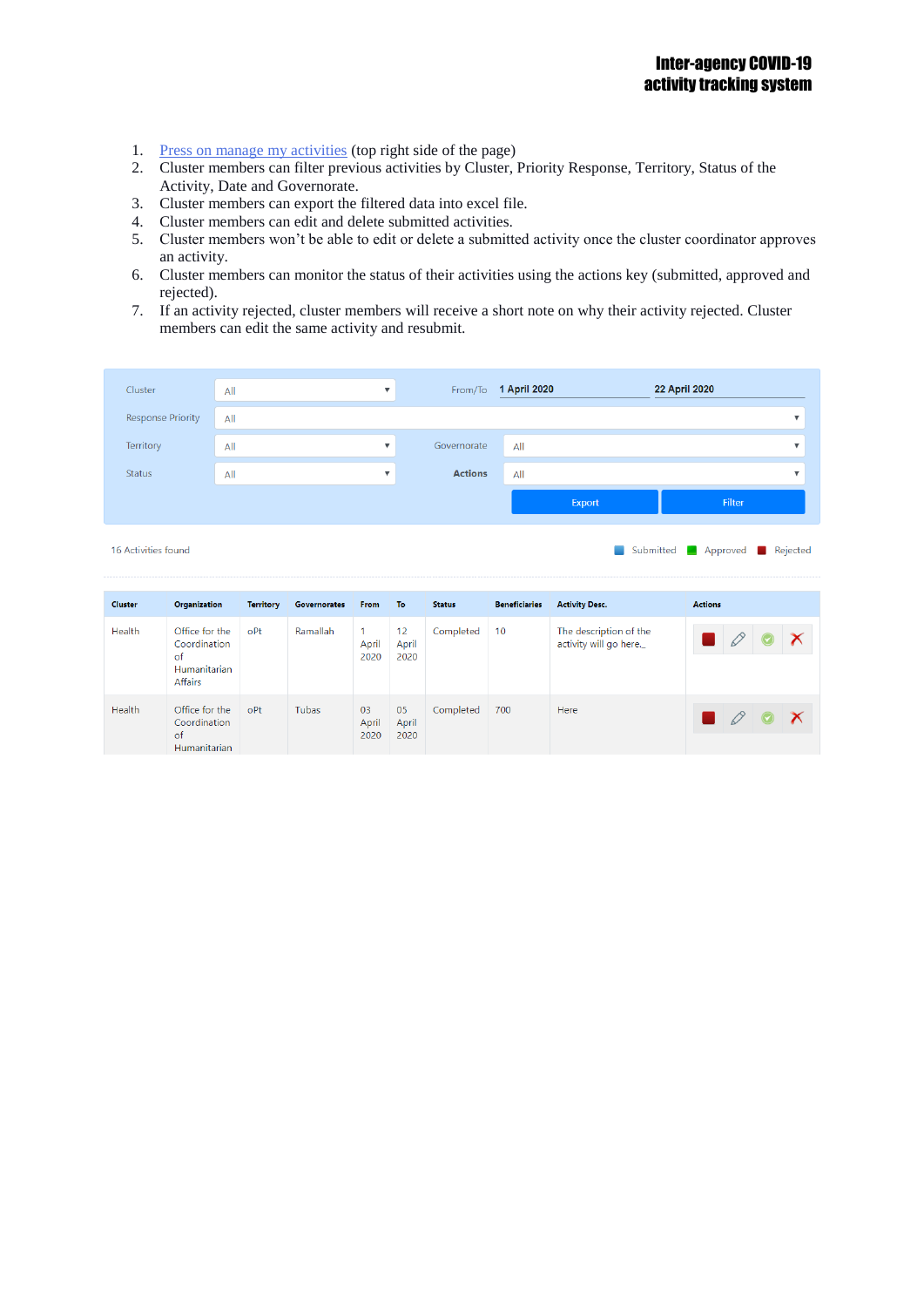1. Press on manage my activities (top right side of the page)
2. Cluster members can filter previous activities by Cluster, Priority Response, Territory, Status of the Activity, Date and Governorate.
3. Cluster members can export the filtered data into excel file.
4. Cluster members can edit and delete submitted activities.
5. Cluster members won't be able to edit or delete a submitted activity once the cluster coordinator approves an activity.
6. Cluster members can monitor the status of their activities using the actions key (submitted, approved and rejected).
7. If an activity rejected, cluster members will receive a short note on why their activity rejected. Cluster members can edit the same activity and resubmit.

| | | | |
|---|---|---|---|
| Cluster | All | From/To | 1 April 2020 — 22 April 2020 |
| Response Priority | All | | |
| Territory | All | Governorate | All |
| Status | All | **Actions** | All |
| | | Export | Filter |

16 Activities found — Submitted / Approved / Rejected

| Cluster | Organization | Territory | Governorates | From | To | Status | Beneficiaries | Activity Desc. | Actions |
|---|---|---|---|---|---|---|---|---|---|
| Health | Office for the Coordination of Humanitarian Affairs | oPt | Ramallah | 1 April 2020 | 12 April 2020 | Completed | 10 | The description of the activity will go here._ | |
| Health | Office for the Coordination of Humanitarian | oPt | Tubas | 03 April 2020 | 05 April 2020 | Completed | 700 | Here | |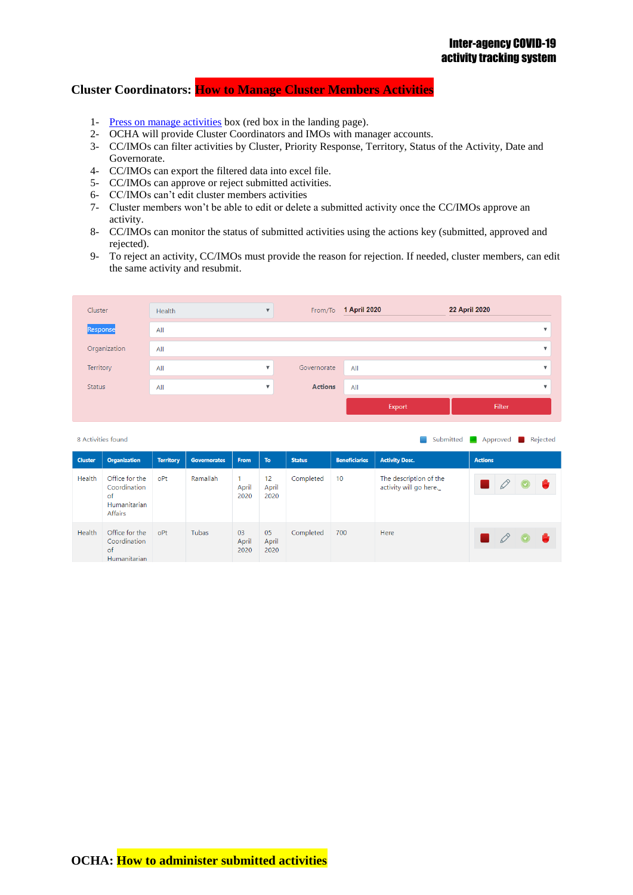## Cluster Coordinators: How to Manage Cluster Members Activities

1- Press on manage activities box (red box in the landing page).
2- OCHA will provide Cluster Coordinators and IMOs with manager accounts.
3- CC/IMOs can filter activities by Cluster, Priority Response, Territory, Status of the Activity, Date and Governorate.
4- CC/IMOs can export the filtered data into excel file.
5- CC/IMOs can approve or reject submitted activities.
6- CC/IMOs can't edit cluster members activities
7- Cluster members won't be able to edit or delete a submitted activity once the CC/IMOs approve an activity.
8- CC/IMOs can monitor the status of submitted activities using the actions key (submitted, approved and rejected).
9- To reject an activity, CC/IMOs must provide the reason for rejection. If needed, cluster members, can edit the same activity and resubmit.

| Cluster | Health | From/To | 1 April 2020 | 22 April 2020 |
|---|---|---|---|---|
| Response | All | | | |
| Organization | All | | | |
| Territory | All | Governorate | All | |
| Status | All | Actions | All | |
| | | | Export | Filter |

8 Activities found — Submitted / Approved / Rejected

| Cluster | Organization | Territory | Governorates | From | To | Status | Beneficiaries | Activity Desc. | Actions |
|---|---|---|---|---|---|---|---|---|---|
| Health | Office for the Coordination of Humanitarian Affairs | oPt | Ramallah | 1 April 2020 | 12 April 2020 | Completed | 10 | The description of the activity will go here._ | |
| Health | Office for the Coordination of Humanitarian | oPt | Tubas | 03 April 2020 | 05 April 2020 | Completed | 700 | Here | |

## OCHA: How to administer submitted activities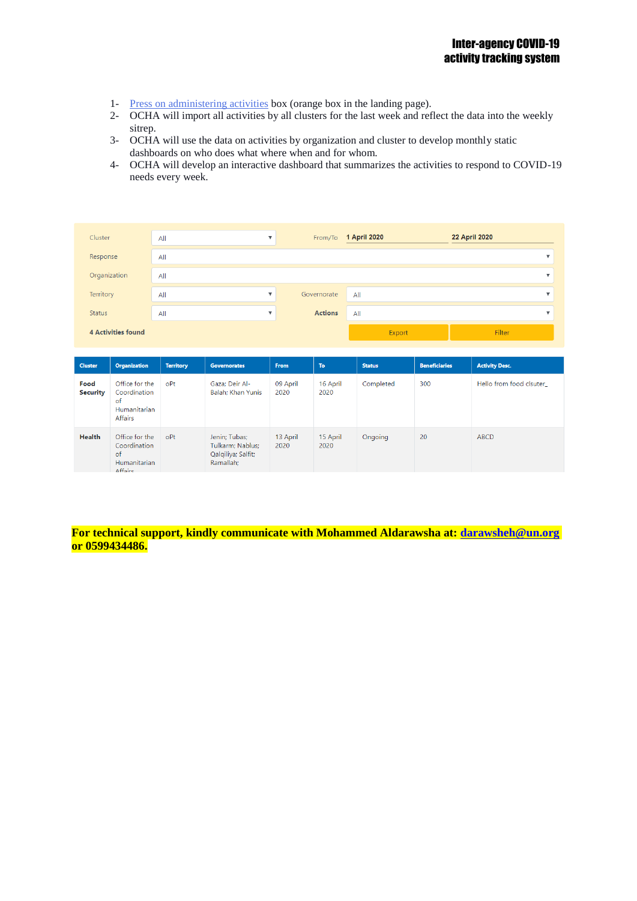**Inter-agency COVID-19 activity tracking system**

1- Press on administering activities box (orange box in the landing page).
2- OCHA will import all activities by all clusters for the last week and reflect the data into the weekly sitrep.
3- OCHA will use the data on activities by organization and cluster to develop monthly static dashboards on who does what where when and for whom.
4- OCHA will develop an interactive dashboard that summarizes the activities to respond to COVID-19 needs every week.

Cluster: All | From/To: 1 April 2020 – 22 April 2020

Response: All

Organization: All

Territory: All | Governorate: All

Status: All | Actions: All

**4 Activities found** | Export | Filter

| Cluster | Organization | Territory | Governorates | From | To | Status | Beneficiaries | Activity Desc. |
|---|---|---|---|---|---|---|---|---|
| **Food Security** | Office for the Coordination of Humanitarian Affairs | oPt | Gaza; Deir Al-Balah; Khan Yunis | 09 April 2020 | 16 April 2020 | Completed | 300 | Hello from food clsuter_ |
| **Health** | Office for the Coordination of Humanitarian Affairs | oPt | Jenin; Tubas; Tulkarm; Nablus; Qalqiliya; Salfit; Ramallah; | 13 April 2020 | 15 April 2020 | Ongoing | 20 | ABCD |

**For technical support, kindly communicate with Mohammed Aldarawsha at: darawsheh@un.org or 0599434486.**